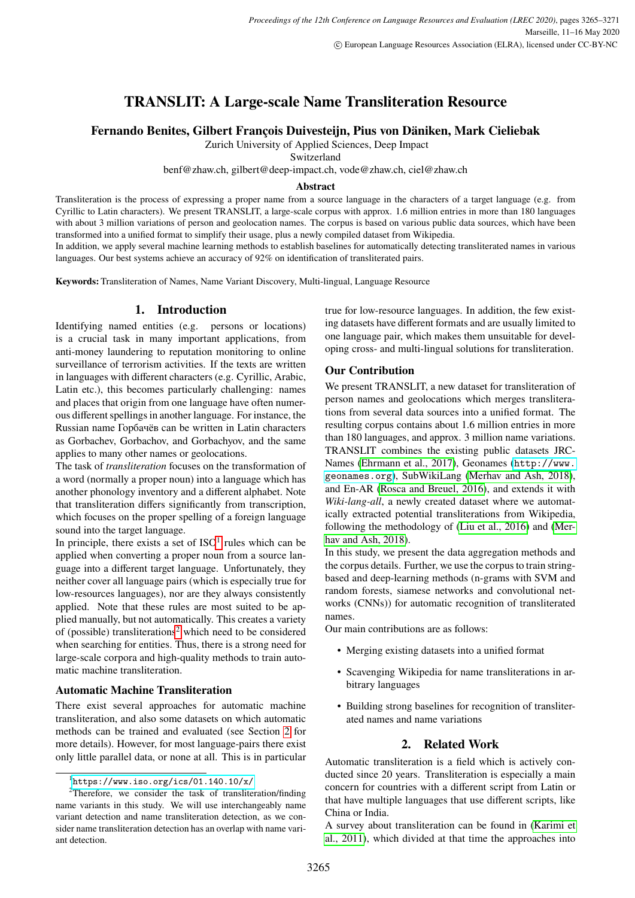# TRANSLIT: A Large-scale Name Transliteration Resource

**Fernando Benites, Gilbert François Duivesteijn, Pius von Däniken, Mark Cieliebak**

Zurich University of Applied Sciences, Deep Impact
Switzerland
benf@zhaw.ch, gilbert@deep-impact.ch, vode@zhaw.ch, ciel@zhaw.ch

## Abstract

Transliteration is the process of expressing a proper name from a source language in the characters of a target language (e.g. from Cyrillic to Latin characters). We present TRANSLIT, a large-scale corpus with approx. 1.6 million entries in more than 180 languages with about 3 million variations of person and geolocation names. The corpus is based on various public data sources, which have been transformed into a unified format to simplify their usage, plus a newly compiled dataset from Wikipedia.

In addition, we apply several machine learning methods to establish baselines for automatically detecting transliterated names in various languages. Our best systems achieve an accuracy of 92% on identification of transliterated pairs.

**Keywords:** Transliteration of Names, Name Variant Discovery, Multi-lingual, Language Resource

## 1. Introduction

Identifying named entities (e.g. persons or locations) is a crucial task in many important applications, from anti-money laundering to reputation monitoring to online surveillance of terrorism activities. If the texts are written in languages with different characters (e.g. Cyrillic, Arabic, Latin etc.), this becomes particularly challenging: names and places that origin from one language have often numerous different spellings in another language. For instance, the Russian name Горбачёв can be written in Latin characters as Gorbachev, Gorbachov, and Gorbachyov, and the same applies to many other names or geolocations.

The task of *transliteration* focuses on the transformation of a word (normally a proper noun) into a language which has another phonology inventory and a different alphabet. Note that transliteration differs significantly from transcription, which focuses on the proper spelling of a foreign language sound into the target language.

In principle, there exists a set of ISO[1] rules which can be applied when converting a proper noun from a source language into a different target language. Unfortunately, they neither cover all language pairs (which is especially true for low-resources languages), nor are they always consistently applied. Note that these rules are most suited to be applied manually, but not automatically. This creates a variety of (possible) transliterations[2] which need to be considered when searching for entities. Thus, there is a strong need for large-scale corpora and high-quality methods to train automatic machine transliteration.

### Automatic Machine Transliteration

There exist several approaches for automatic machine transliteration, and also some datasets on which automatic methods can be trained and evaluated (see Section 2 for more details). However, for most language-pairs there exist only little parallel data, or none at all. This is in particular true for low-resource languages. In addition, the few existing datasets have different formats and are usually limited to one language pair, which makes them unsuitable for developing cross- and multi-lingual solutions for transliteration.

### Our Contribution

We present TRANSLIT, a new dataset for transliteration of person names and geolocations which merges transliterations from several data sources into a unified format. The resulting corpus contains about 1.6 million entries in more than 180 languages, and approx. 3 million name variations. TRANSLIT combines the existing public datasets JRC-Names (Ehrmann et al., 2017), Geonames (http://www.geonames.org), SubWikiLang (Merhav and Ash, 2018), and En-AR (Rosca and Breuel, 2016), and extends it with *Wiki-lang-all*, a newly created dataset where we automatically extracted potential transliterations from Wikipedia, following the methodology of (Liu et al., 2016) and (Merhav and Ash, 2018).

In this study, we present the data aggregation methods and the corpus details. Further, we use the corpus to train string-based and deep-learning methods (n-grams with SVM and random forests, siamese networks and convolutional networks (CNNs)) for automatic recognition of transliterated names.

Our main contributions are as follows:

- Merging existing datasets into a unified format
- Scavenging Wikipedia for name transliterations in arbitrary languages
- Building strong baselines for recognition of transliterated names and name variations

## 2. Related Work

Automatic transliteration is a field which is actively conducted since 20 years. Transliteration is especially a main concern for countries with a different script from Latin or that have multiple languages that use different scripts, like China or India.

A survey about transliteration can be found in (Karimi et al., 2011), which divided at that time the approaches into

[1] https://www.iso.org/ics/01.140.10/x/

[2] Therefore, we consider the task of transliteration/finding name variants in this study. We will use interchangeably name variant detection and name transliteration detection, as we consider name transliteration detection has an overlap with name variant detection.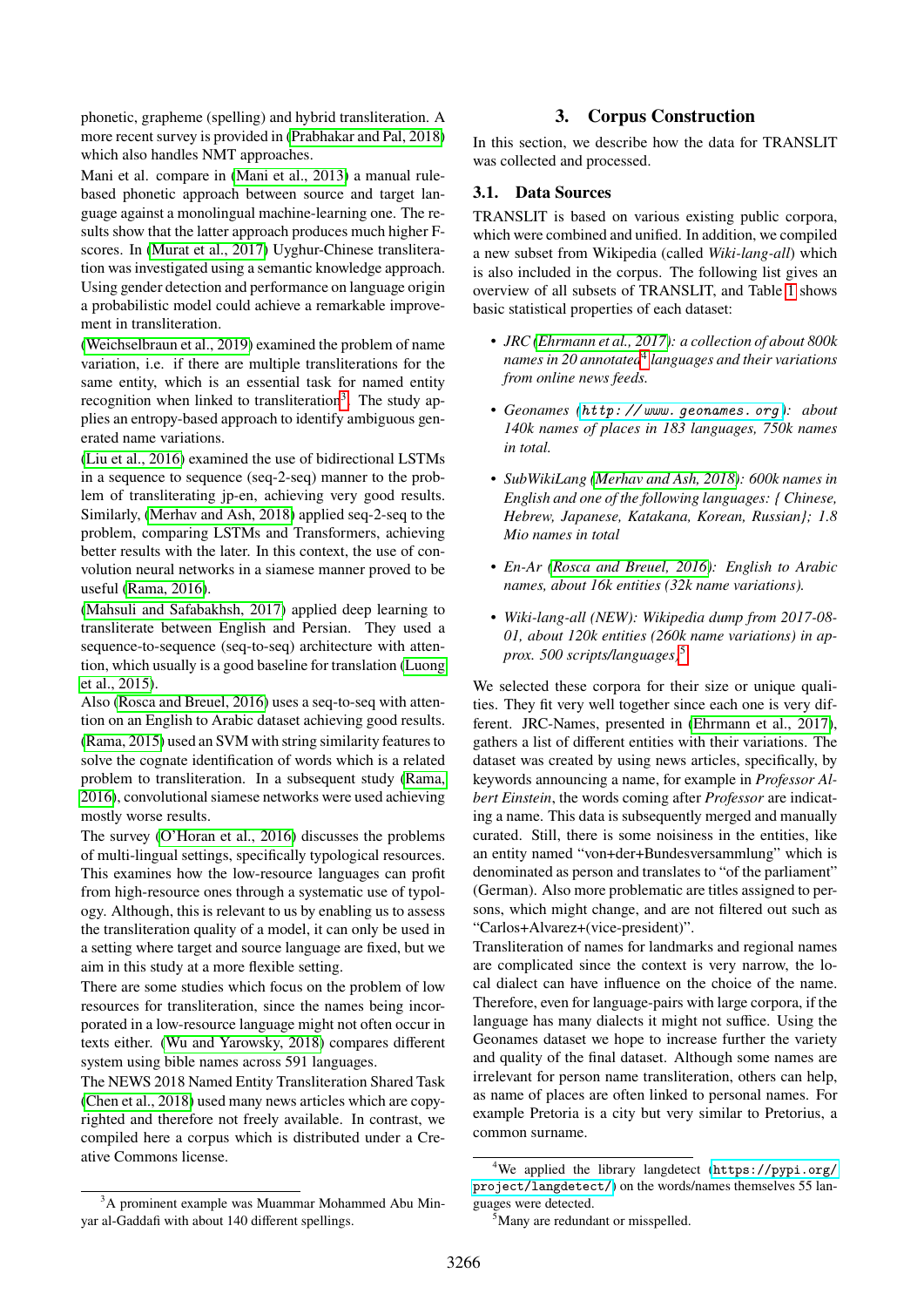phonetic, grapheme (spelling) and hybrid transliteration. A more recent survey is provided in (Prabhakar and Pal, 2018) which also handles NMT approaches.

Mani et al. compare in (Mani et al., 2013) a manual rule-based phonetic approach between source and target language against a monolingual machine-learning one. The results show that the latter approach produces much higher F-scores. In (Murat et al., 2017) Uyghur-Chinese transliteration was investigated using a semantic knowledge approach. Using gender detection and performance on language origin a probabilistic model could achieve a remarkable improvement in transliteration.

(Weichselbraun et al., 2019) examined the problem of name variation, i.e. if there are multiple transliterations for the same entity, which is an essential task for named entity recognition when linked to transliteration[3]. The study applies an entropy-based approach to identify ambiguous generated name variations.

(Liu et al., 2016) examined the use of bidirectional LSTMs in a sequence to sequence (seq-2-seq) manner to the problem of transliterating jp-en, achieving very good results. Similarly, (Merhav and Ash, 2018) applied seq-2-seq to the problem, comparing LSTMs and Transformers, achieving better results with the later. In this context, the use of convolution neural networks in a siamese manner proved to be useful (Rama, 2016).

(Mahsuli and Safabakhsh, 2017) applied deep learning to transliterate between English and Persian. They used a sequence-to-sequence (seq-to-seq) architecture with attention, which usually is a good baseline for translation (Luong et al., 2015).

Also (Rosca and Breuel, 2016) uses a seq-to-seq with attention on an English to Arabic dataset achieving good results. (Rama, 2015) used an SVM with string similarity features to solve the cognate identification of words which is a related problem to transliteration. In a subsequent study (Rama, 2016), convolutional siamese networks were used achieving mostly worse results.

The survey (O'Horan et al., 2016) discusses the problems of multi-lingual settings, specifically typological resources. This examines how the low-resource languages can profit from high-resource ones through a systematic use of typology. Although, this is relevant to us by enabling us to assess the transliteration quality of a model, it can only be used in a setting where target and source language are fixed, but we aim in this study at a more flexible setting.

There are some studies which focus on the problem of low resources for transliteration, since the names being incorporated in a low-resource language might not often occur in texts either. (Wu and Yarowsky, 2018) compares different system using bible names across 591 languages.

The NEWS 2018 Named Entity Transliteration Shared Task (Chen et al., 2018) used many news articles which are copyrighted and therefore not freely available. In contrast, we compiled here a corpus which is distributed under a Creative Commons license.

[3] A prominent example was Muammar Mohammed Abu Minyar al-Gaddafi with about 140 different spellings.

## 3. Corpus Construction

In this section, we describe how the data for TRANSLIT was collected and processed.

### 3.1. Data Sources

TRANSLIT is based on various existing public corpora, which were combined and unified. In addition, we compiled a new subset from Wikipedia (called *Wiki-lang-all*) which is also included in the corpus. The following list gives an overview of all subsets of TRANSLIT, and Table 1 shows basic statistical properties of each dataset:

- *JRC (Ehrmann et al., 2017): a collection of about 800k names in 20 annotated[4] languages and their variations from online news feeds.*
- *Geonames (`http://www.geonames.org`): about 140k names of places in 183 languages, 750k names in total.*
- *SubWikiLang (Merhav and Ash, 2018): 600k names in English and one of the following languages: { Chinese, Hebrew, Japanese, Katakana, Korean, Russian}; 1.8 Mio names in total*
- *En-Ar (Rosca and Breuel, 2016): English to Arabic names, about 16k entities (32k name variations).*
- *Wiki-lang-all (NEW): Wikipedia dump from 2017-08-01, about 120k entities (260k name variations) in approx. 500 scripts/languages.[5]*

We selected these corpora for their size or unique qualities. They fit very well together since each one is very different. JRC-Names, presented in (Ehrmann et al., 2017), gathers a list of different entities with their variations. The dataset was created by using news articles, specifically, by keywords announcing a name, for example in *Professor Albert Einstein*, the words coming after *Professor* are indicating a name. This data is subsequently merged and manually curated. Still, there is some noisiness in the entities, like an entity named "von+der+Bundesversammlung" which is denominated as person and translates to "of the parliament" (German). Also more problematic are titles assigned to persons, which might change, and are not filtered out such as "Carlos+Alvarez+(vice-president)".

Transliteration of names for landmarks and regional names are complicated since the context is very narrow, the local dialect can have influence on the choice of the name. Therefore, even for language-pairs with large corpora, if the language has many dialects it might not suffice. Using the Geonames dataset we hope to increase further the variety and quality of the final dataset. Although some names are irrelevant for person name transliteration, others can help, as name of places are often linked to personal names. For example Pretoria is a city but very similar to Pretorius, a common surname.

[4] We applied the library langdetect (`https://pypi.org/project/langdetect/`) on the words/names themselves 55 languages were detected.

[5] Many are redundant or misspelled.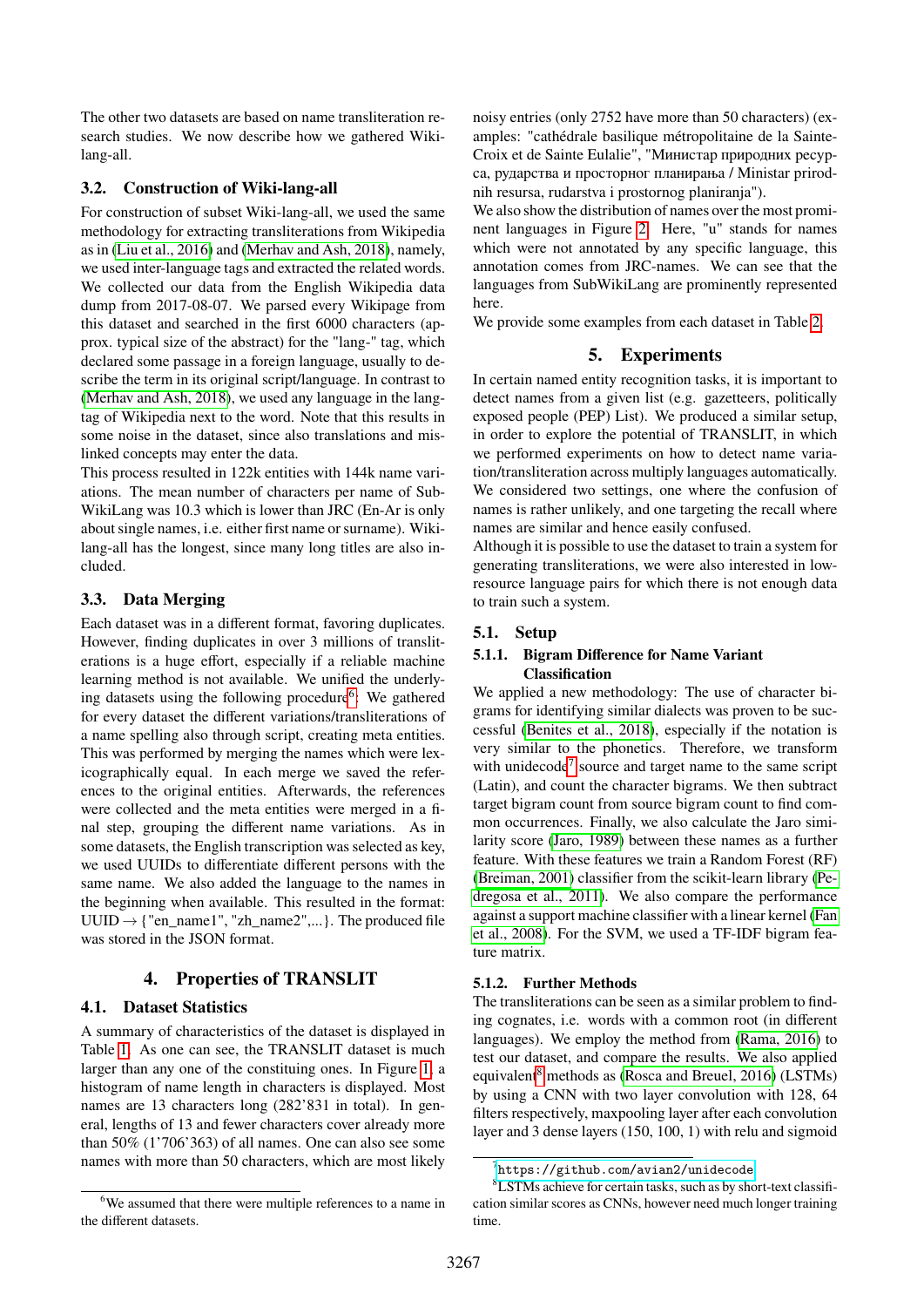The other two datasets are based on name transliteration research studies. We now describe how we gathered Wiki-lang-all.

### 3.2. Construction of Wiki-lang-all

For construction of subset Wiki-lang-all, we used the same methodology for extracting transliterations from Wikipedia as in (Liu et al., 2016) and (Merhav and Ash, 2018), namely, we used inter-language tags and extracted the related words. We collected our data from the English Wikipedia data dump from 2017-08-07. We parsed every Wikipage from this dataset and searched in the first 6000 characters (approx. typical size of the abstract) for the "lang-" tag, which declared some passage in a foreign language, usually to describe the term in its original script/language. In contrast to (Merhav and Ash, 2018), we used any language in the lang-tag of Wikipedia next to the word. Note that this results in some noise in the dataset, since also translations and mislinked concepts may enter the data.

This process resulted in 122k entities with 144k name variations. The mean number of characters per name of SubWikiLang was 10.3 which is lower than JRC (En-Ar is only about single names, i.e. either first name or surname). Wiki-lang-all has the longest, since many long titles are also included.

### 3.3. Data Merging

Each dataset was in a different format, favoring duplicates. However, finding duplicates in over 3 millions of transliterations is a huge effort, especially if a reliable machine learning method is not available. We unified the underlying datasets using the following procedure[6]: We gathered for every dataset the different variations/transliterations of a name spelling also through script, creating meta entities. This was performed by merging the names which were lexicographically equal. In each merge we saved the references to the original entities. Afterwards, the references were collected and the meta entities were merged in a final step, grouping the different name variations. As in some datasets, the English transcription was selected as key, we used UUIDs to differentiate different persons with the same name. We also added the language to the names in the beginning when available. This resulted in the format: UUID → {"en_name1", "zh_name2",...}. The produced file was stored in the JSON format.

## 4. Properties of TRANSLIT

### 4.1. Dataset Statistics

A summary of characteristics of the dataset is displayed in Table 1. As one can see, the TRANSLIT dataset is much larger than any one of the constituing ones. In Figure 1, a histogram of name length in characters is displayed. Most names are 13 characters long (282'831 in total). In general, lengths of 13 and fewer characters cover already more than 50% (1'706'363) of all names. One can also see some names with more than 50 characters, which are most likely noisy entries (only 2752 have more than 50 characters) (examples: "cathédrale basilique métropolitaine de la Sainte-Croix et de Sainte Eulalie", "Министар природних ресурса, рударства и просторног планирања / Ministar prirodnih resursa, rudarstva i prostornog planiranja").

We also show the distribution of names over the most prominent languages in Figure 2. Here, "u" stands for names which were not annotated by any specific language, this annotation comes from JRC-names. We can see that the languages from SubWikiLang are prominently represented here.

We provide some examples from each dataset in Table 2.

## 5. Experiments

In certain named entity recognition tasks, it is important to detect names from a given list (e.g. gazetteers, politically exposed people (PEP) List). We produced a similar setup, in order to explore the potential of TRANSLIT, in which we performed experiments on how to detect name variation/transliteration across multiply languages automatically. We considered two settings, one where the confusion of names is rather unlikely, and one targeting the recall where names are similar and hence easily confused.

Although it is possible to use the dataset to train a system for generating transliterations, we were also interested in low-resource language pairs for which there is not enough data to train such a system.

### 5.1. Setup

#### 5.1.1. Bigram Difference for Name Variant Classification

We applied a new methodology: The use of character bigrams for identifying similar dialects was proven to be successful (Benites et al., 2018), especially if the notation is very similar to the phonetics. Therefore, we transform with unidecode[7] source and target name to the same script (Latin), and count the character bigrams. We then subtract target bigram count from source bigram count to find common occurrences. Finally, we also calculate the Jaro similarity score (Jaro, 1989) between these names as a further feature. With these features we train a Random Forest (RF) (Breiman, 2001) classifier from the scikit-learn library (Pedregosa et al., 2011). We also compare the performance against a support machine classifier with a linear kernel (Fan et al., 2008). For the SVM, we used a TF-IDF bigram feature matrix.

#### 5.1.2. Further Methods

The transliterations can be seen as a similar problem to finding cognates, i.e. words with a common root (in different languages). We employ the method from (Rama, 2016) to test our dataset, and compare the results. We also applied equivalent[8] methods as (Rosca and Breuel, 2016) (LSTMs) by using a CNN with two layer convolution with 128, 64 filters respectively, maxpooling layer after each convolution layer and 3 dense layers (150, 100, 1) with relu and sigmoid

[6] We assumed that there were multiple references to a name in the different datasets.

[7] https://github.com/avian2/unidecode

[8] LSTMs achieve for certain tasks, such as by short-text classification similar scores as CNNs, however need much longer training time.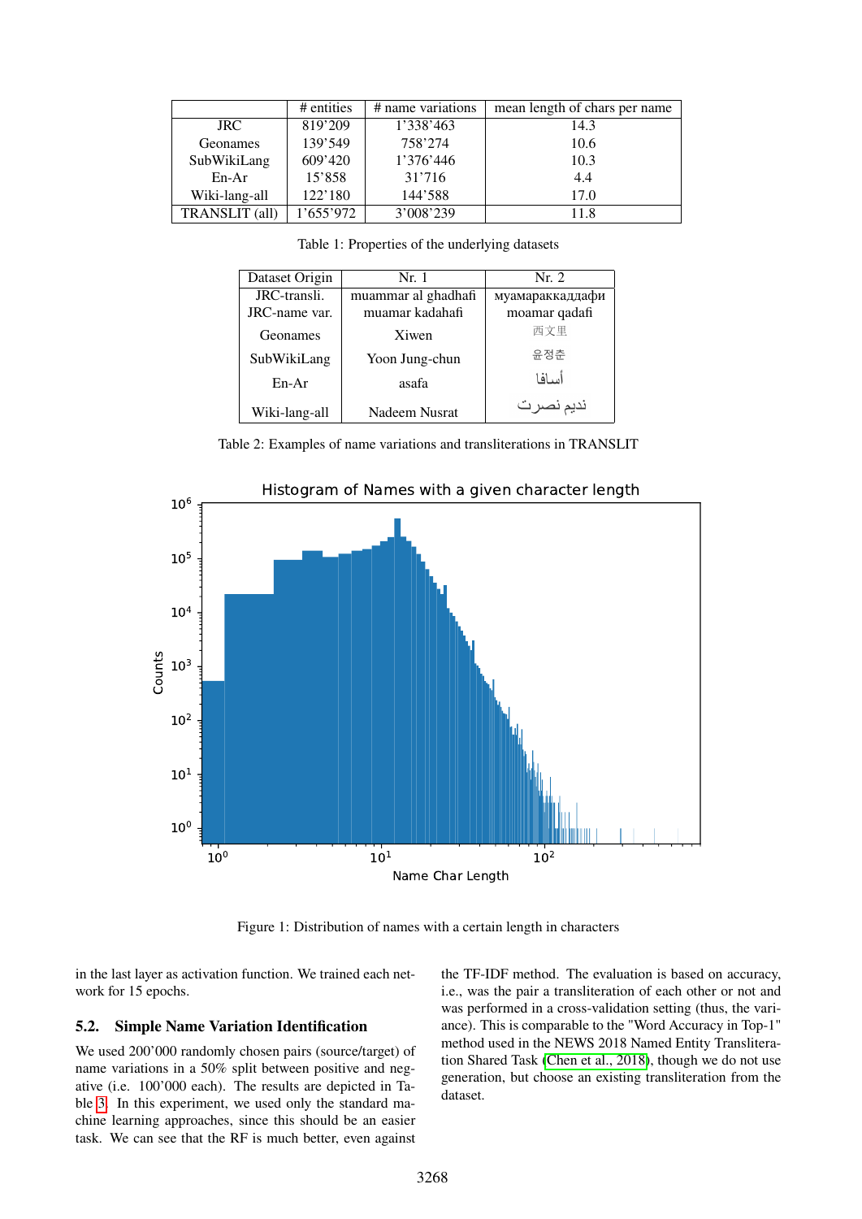|  | # entities | # name variations | mean length of chars per name |
|---|---|---|---|
| JRC | 819’209 | 1’338’463 | 14.3 |
| Geonames | 139’549 | 758’274 | 10.6 |
| SubWikiLang | 609’420 | 1’376’446 | 10.3 |
| En-Ar | 15’858 | 31’716 | 4.4 |
| Wiki-lang-all | 122’180 | 144’588 | 17.0 |
| TRANSLIT (all) | 1’655’972 | 3’008’239 | 11.8 |

Table 1: Properties of the underlying datasets

| Dataset Origin | Nr. 1 | Nr. 2 |
|---|---|---|
| JRC-transli. | muammar al ghadhafi | муамараккаддафи |
| JRC-name var. | muamar kadahafi | moamar qadafi |
| Geonames | Xiwen | 西文里 |
| SubWikiLang | Yoon Jung-chun | 윤정춘 |
| En-Ar | asafa | أسافا |
| Wiki-lang-all | Nadeem Nusrat | نديم نصرت |

Table 2: Examples of name variations and transliterations in TRANSLIT

Figure 1: Distribution of names with a certain length in characters

in the last layer as activation function. We trained each network for 15 epochs.

### 5.2. Simple Name Variation Identification

We used 200’000 randomly chosen pairs (source/target) of name variations in a 50% split between positive and negative (i.e. 100’000 each). The results are depicted in Table 3. In this experiment, we used only the standard machine learning approaches, since this should be an easier task. We can see that the RF is much better, even against the TF-IDF method. The evaluation is based on accuracy, i.e., was the pair a transliteration of each other or not and was performed in a cross-validation setting (thus, the variance). This is comparable to the "Word Accuracy in Top-1" method used in the NEWS 2018 Named Entity Transliteration Shared Task (Chen et al., 2018), though we do not use generation, but choose an existing transliteration from the dataset.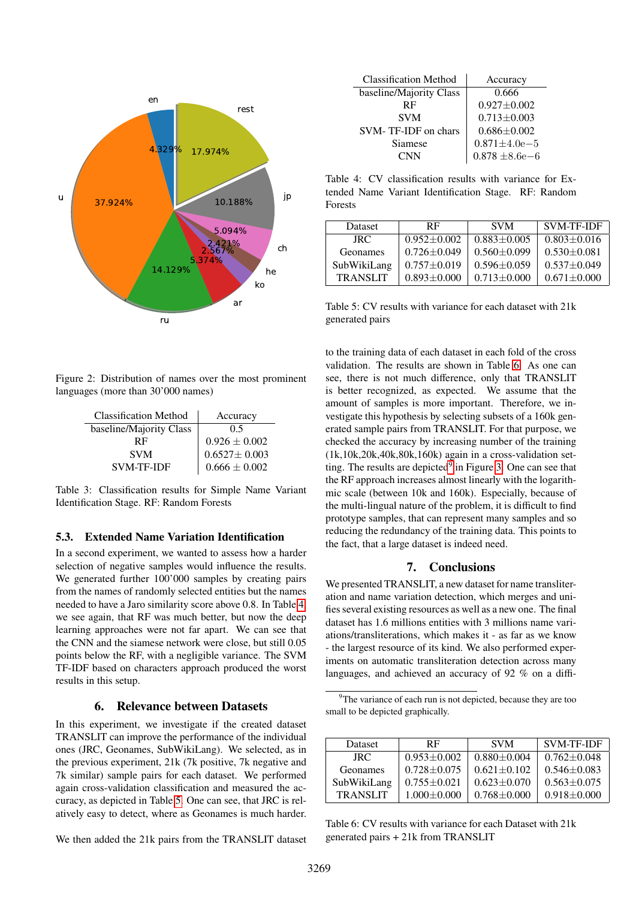Figure 2: Distribution of names over the most prominent languages (more than 30'000 names)

| Classification Method | Accuracy |
|---|---|
| baseline/Majority Class | 0.5 |
| RF | 0.926 ± 0.002 |
| SVM | 0.6527± 0.003 |
| SVM-TF-IDF | 0.666 ± 0.002 |

Table 3: Classification results for Simple Name Variant Identification Stage. RF: Random Forests

### 5.3. Extended Name Variation Identification

In a second experiment, we wanted to assess how a harder selection of negative samples would influence the results. We generated further 100'000 samples by creating pairs from the names of randomly selected entities but the names needed to have a Jaro similarity score above 0.8. In Table 4 we see again, that RF was much better, but now the deep learning approaches were not far apart. We can see that the CNN and the siamese network were close, but still 0.05 points below the RF, with a negligible variance. The SVM TF-IDF based on characters approach produced the worst results in this setup.

## 6. Relevance between Datasets

In this experiment, we investigate if the created dataset TRANSLIT can improve the performance of the individual ones (JRC, Geonames, SubWikiLang). We selected, as in the previous experiment, 21k (7k positive, 7k negative and 7k similar) sample pairs for each dataset. We performed again cross-validation classification and measured the accuracy, as depicted in Table 5. One can see, that JRC is relatively easy to detect, where as Geonames is much harder.

We then added the 21k pairs from the TRANSLIT dataset

| Classification Method | Accuracy |
|---|---|
| baseline/Majority Class | 0.666 |
| RF | 0.927±0.002 |
| SVM | 0.713±0.003 |
| SVM- TF-IDF on chars | 0.686±0.002 |
| Siamese | 0.871±4.0e−5 |
| CNN | 0.878 ±8.6e−6 |

Table 4: CV classification results with variance for Extended Name Variant Identification Stage. RF: Random Forests

| Dataset | RF | SVM | SVM-TF-IDF |
|---|---|---|---|
| JRC | 0.952±0.002 | 0.883±0.005 | 0.803±0.016 |
| Geonames | 0.726±0.049 | 0.560±0.099 | 0.530±0.081 |
| SubWikiLang | 0.757±0.019 | 0.596±0.059 | 0.537±0.049 |
| TRANSLIT | 0.893±0.000 | 0.713±0.000 | 0.671±0.000 |

Table 5: CV results with variance for each dataset with 21k generated pairs

to the training data of each dataset in each fold of the cross validation. The results are shown in Table 6. As one can see, there is not much difference, only that TRANSLIT is better recognized, as expected. We assume that the amount of samples is more important. Therefore, we investigate this hypothesis by selecting subsets of a 160k generated sample pairs from TRANSLIT. For that purpose, we checked the accuracy by increasing number of the training (1k,10k,20k,40k,80k,160k) again in a cross-validation setting. The results are depicted[9] in Figure 3. One can see that the RF approach increases almost linearly with the logarithmic scale (between 10k and 160k). Especially, because of the multi-lingual nature of the problem, it is difficult to find prototype samples, that can represent many samples and so reducing the redundancy of the training data. This points to the fact, that a large dataset is indeed need.

## 7. Conclusions

We presented TRANSLIT, a new dataset for name transliteration and name variation detection, which merges and unifies several existing resources as well as a new one. The final dataset has 1.6 millions entities with 3 millions name variations/transliterations, which makes it - as far as we know - the largest resource of its kind. We also performed experiments on automatic transliteration detection across many languages, and achieved an accuracy of 92 % on a diffi-

[9]The variance of each run is not depicted, because they are too small to be depicted graphically.

| Dataset | RF | SVM | SVM-TF-IDF |
|---|---|---|---|
| JRC | 0.953±0.002 | 0.880±0.004 | 0.762±0.048 |
| Geonames | 0.728±0.075 | 0.621±0.102 | 0.546±0.083 |
| SubWikiLang | 0.755±0.021 | 0.623±0.070 | 0.563±0.075 |
| TRANSLIT | 1.000±0.000 | 0.768±0.000 | 0.918±0.000 |

Table 6: CV results with variance for each Dataset with 21k generated pairs + 21k from TRANSLIT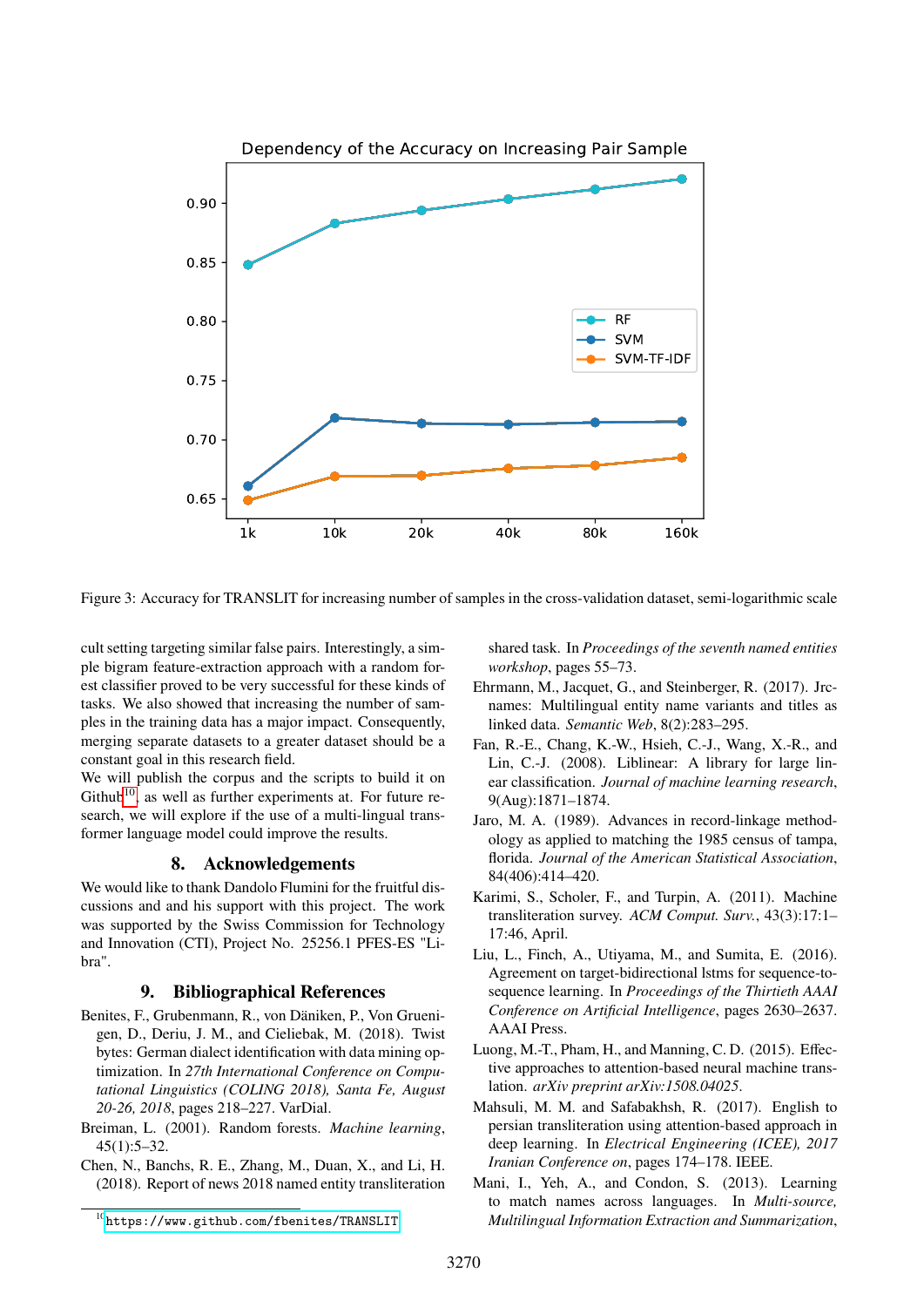Figure 3: Accuracy for TRANSLIT for increasing number of samples in the cross-validation dataset, semi-logarithmic scale

cult setting targeting similar false pairs. Interestingly, a simple bigram feature-extraction approach with a random forest classifier proved to be very successful for these kinds of tasks. We also showed that increasing the number of samples in the training data has a major impact. Consequently, merging separate datasets to a greater dataset should be a constant goal in this research field.

We will publish the corpus and the scripts to build it on Github[10], as well as further experiments at. For future research, we will explore if the use of a multi-lingual transformer language model could improve the results.

## 8. Acknowledgements

We would like to thank Dandolo Flumini for the fruitful discussions and and his support with this project. The work was supported by the Swiss Commission for Technology and Innovation (CTI), Project No. 25256.1 PFES-ES "Libra".

## 9. Bibliographical References

Benites, F., Grubenmann, R., von Däniken, P., Von Gruenigen, D., Deriu, J. M., and Cieliebak, M. (2018). Twist bytes: German dialect identification with data mining optimization. In *27th International Conference on Computational Linguistics (COLING 2018), Santa Fe, August 20-26, 2018*, pages 218–227. VarDial.

Breiman, L. (2001). Random forests. *Machine learning*, 45(1):5–32.

Chen, N., Banchs, R. E., Zhang, M., Duan, X., and Li, H. (2018). Report of news 2018 named entity transliteration shared task. In *Proceedings of the seventh named entities workshop*, pages 55–73.

Ehrmann, M., Jacquet, G., and Steinberger, R. (2017). Jrc-names: Multilingual entity name variants and titles as linked data. *Semantic Web*, 8(2):283–295.

Fan, R.-E., Chang, K.-W., Hsieh, C.-J., Wang, X.-R., and Lin, C.-J. (2008). Liblinear: A library for large linear classification. *Journal of machine learning research*, 9(Aug):1871–1874.

Jaro, M. A. (1989). Advances in record-linkage methodology as applied to matching the 1985 census of tampa, florida. *Journal of the American Statistical Association*, 84(406):414–420.

Karimi, S., Scholer, F., and Turpin, A. (2011). Machine transliteration survey. *ACM Comput. Surv.*, 43(3):17:1–17:46, April.

Liu, L., Finch, A., Utiyama, M., and Sumita, E. (2016). Agreement on target-bidirectional lstms for sequence-to-sequence learning. In *Proceedings of the Thirtieth AAAI Conference on Artificial Intelligence*, pages 2630–2637. AAAI Press.

Luong, M.-T., Pham, H., and Manning, C. D. (2015). Effective approaches to attention-based neural machine translation. *arXiv preprint arXiv:1508.04025*.

Mahsuli, M. M. and Safabakhsh, R. (2017). English to persian transliteration using attention-based approach in deep learning. In *Electrical Engineering (ICEE), 2017 Iranian Conference on*, pages 174–178. IEEE.

Mani, I., Yeh, A., and Condon, S. (2013). Learning to match names across languages. In *Multi-source, Multilingual Information Extraction and Summarization*,

[10] https://www.github.com/fbenites/TRANSLIT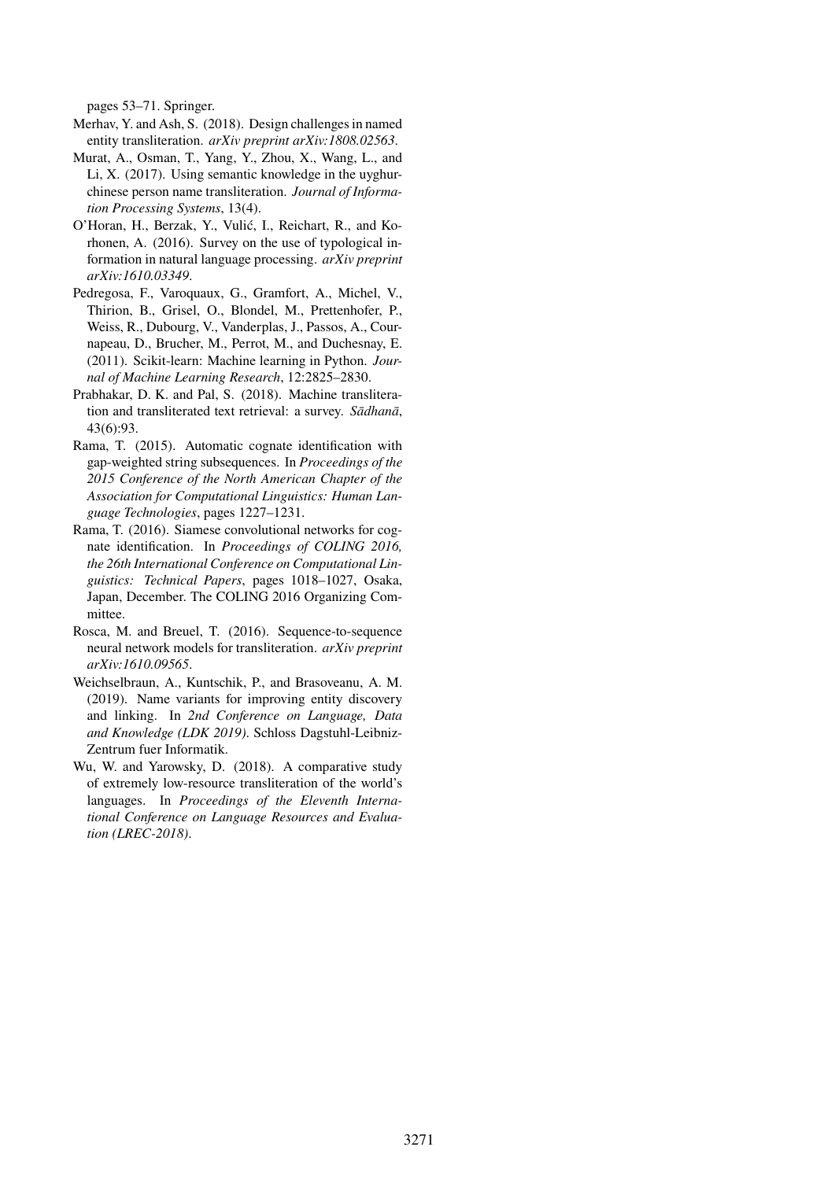pages 53–71. Springer.

Merhav, Y. and Ash, S. (2018). Design challenges in named entity transliteration. *arXiv preprint arXiv:1808.02563*.

Murat, A., Osman, T., Yang, Y., Zhou, X., Wang, L., and Li, X. (2017). Using semantic knowledge in the uyghur-chinese person name transliteration. *Journal of Information Processing Systems*, 13(4).

O'Horan, H., Berzak, Y., Vulić, I., Reichart, R., and Korhonen, A. (2016). Survey on the use of typological information in natural language processing. *arXiv preprint arXiv:1610.03349*.

Pedregosa, F., Varoquaux, G., Gramfort, A., Michel, V., Thirion, B., Grisel, O., Blondel, M., Prettenhofer, P., Weiss, R., Dubourg, V., Vanderplas, J., Passos, A., Cournapeau, D., Brucher, M., Perrot, M., and Duchesnay, E. (2011). Scikit-learn: Machine learning in Python. *Journal of Machine Learning Research*, 12:2825–2830.

Prabhakar, D. K. and Pal, S. (2018). Machine transliteration and transliterated text retrieval: a survey. *Sādhanā*, 43(6):93.

Rama, T. (2015). Automatic cognate identification with gap-weighted string subsequences. In *Proceedings of the 2015 Conference of the North American Chapter of the Association for Computational Linguistics: Human Language Technologies*, pages 1227–1231.

Rama, T. (2016). Siamese convolutional networks for cognate identification. In *Proceedings of COLING 2016, the 26th International Conference on Computational Linguistics: Technical Papers*, pages 1018–1027, Osaka, Japan, December. The COLING 2016 Organizing Committee.

Rosca, M. and Breuel, T. (2016). Sequence-to-sequence neural network models for transliteration. *arXiv preprint arXiv:1610.09565*.

Weichselbraun, A., Kuntschik, P., and Brasoveanu, A. M. (2019). Name variants for improving entity discovery and linking. In *2nd Conference on Language, Data and Knowledge (LDK 2019)*. Schloss Dagstuhl-Leibniz-Zentrum fuer Informatik.

Wu, W. and Yarowsky, D. (2018). A comparative study of extremely low-resource transliteration of the world's languages. In *Proceedings of the Eleventh International Conference on Language Resources and Evaluation (LREC-2018)*.